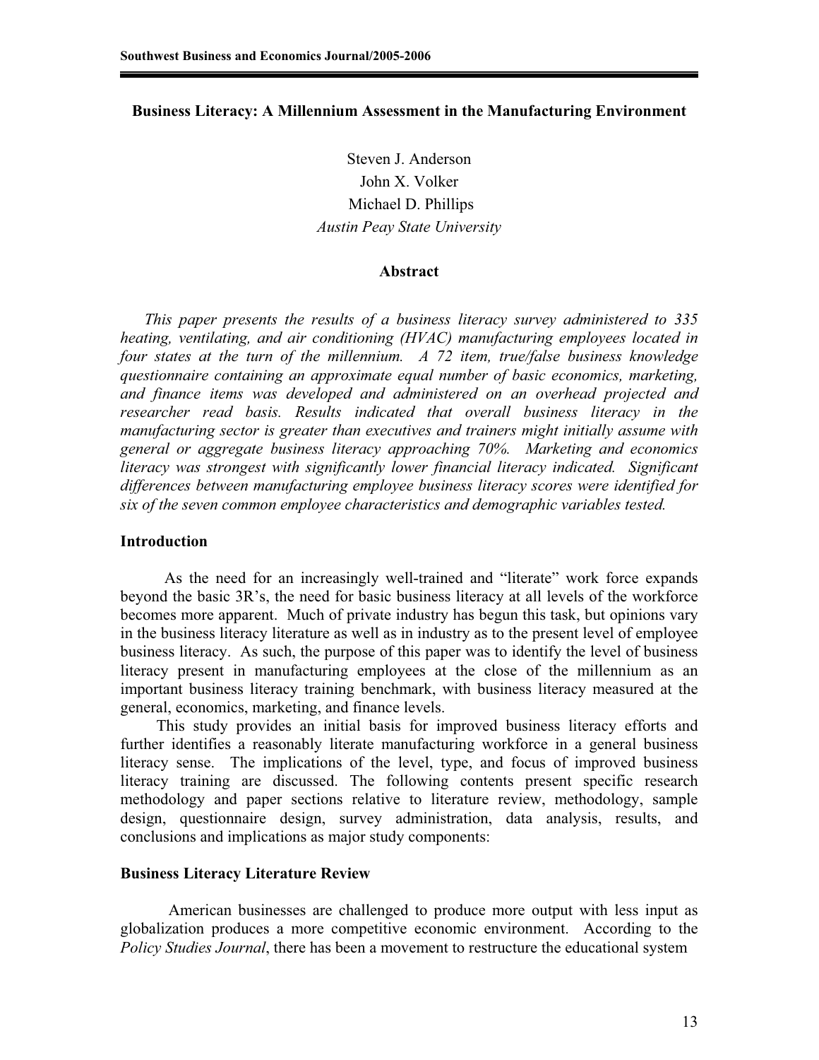# Business Literacy: A Millennium Assessment in the Manufacturing Environment

Steven J. Anderson
John X. Volker
Michael D. Phillips
*Austin Peay State University*

## Abstract

*This paper presents the results of a business literacy survey administered to 335 heating, ventilating, and air conditioning (HVAC) manufacturing employees located in four states at the turn of the millennium. A 72 item, true/false business knowledge questionnaire containing an approximate equal number of basic economics, marketing, and finance items was developed and administered on an overhead projected and researcher read basis. Results indicated that overall business literacy in the manufacturing sector is greater than executives and trainers might initially assume with general or aggregate business literacy approaching 70%. Marketing and economics literacy was strongest with significantly lower financial literacy indicated. Significant differences between manufacturing employee business literacy scores were identified for six of the seven common employee characteristics and demographic variables tested.*

## Introduction

As the need for an increasingly well-trained and "literate" work force expands beyond the basic 3R's, the need for basic business literacy at all levels of the workforce becomes more apparent. Much of private industry has begun this task, but opinions vary in the business literacy literature as well as in industry as to the present level of employee business literacy. As such, the purpose of this paper was to identify the level of business literacy present in manufacturing employees at the close of the millennium as an important business literacy training benchmark, with business literacy measured at the general, economics, marketing, and finance levels.

This study provides an initial basis for improved business literacy efforts and further identifies a reasonably literate manufacturing workforce in a general business literacy sense. The implications of the level, type, and focus of improved business literacy training are discussed. The following contents present specific research methodology and paper sections relative to literature review, methodology, sample design, questionnaire design, survey administration, data analysis, results, and conclusions and implications as major study components:

## Business Literacy Literature Review

American businesses are challenged to produce more output with less input as globalization produces a more competitive economic environment. According to the *Policy Studies Journal*, there has been a movement to restructure the educational system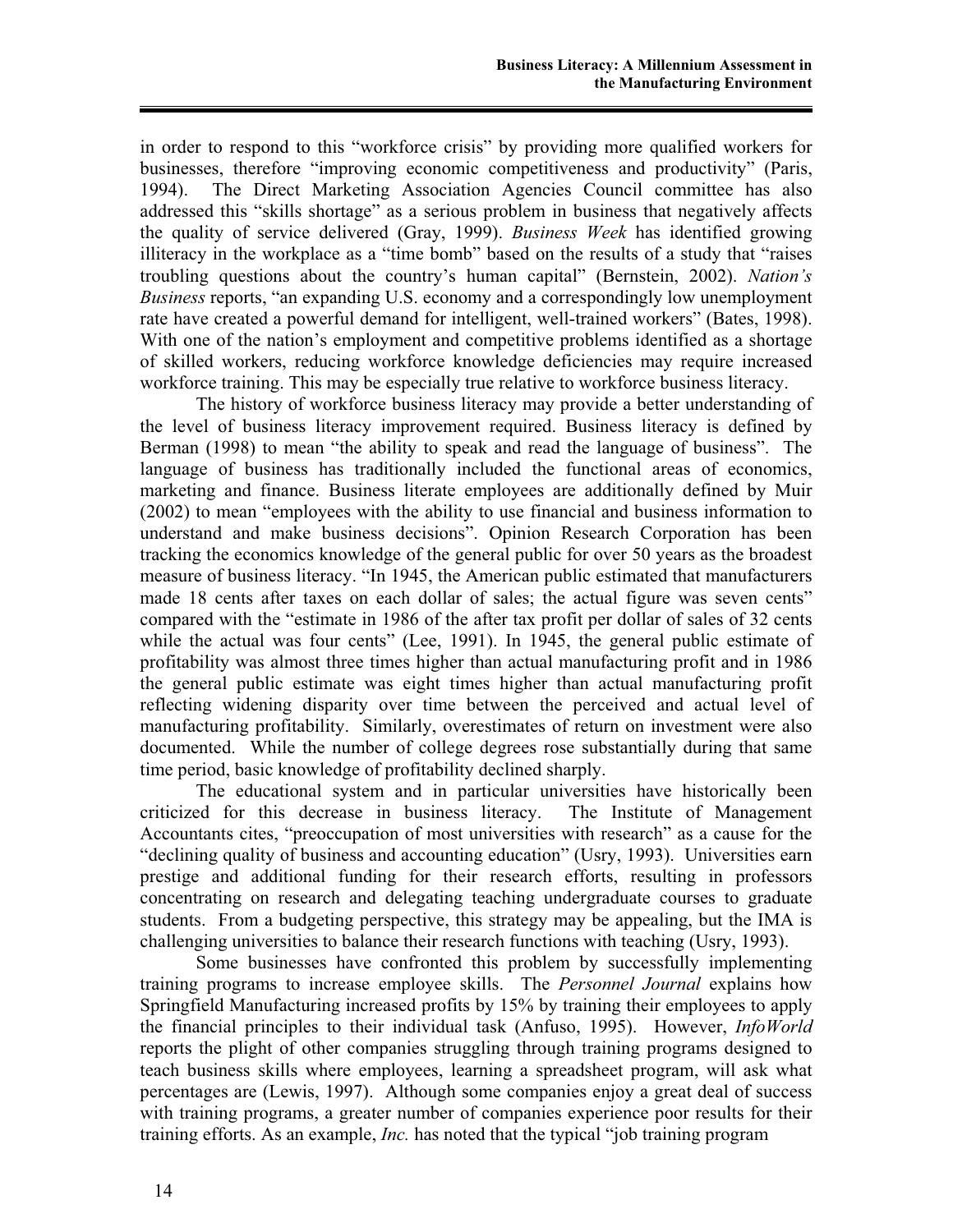in order to respond to this "workforce crisis" by providing more qualified workers for businesses, therefore "improving economic competitiveness and productivity" (Paris, 1994). The Direct Marketing Association Agencies Council committee has also addressed this "skills shortage" as a serious problem in business that negatively affects the quality of service delivered (Gray, 1999). *Business Week* has identified growing illiteracy in the workplace as a "time bomb" based on the results of a study that "raises troubling questions about the country's human capital" (Bernstein, 2002). *Nation's Business* reports, "an expanding U.S. economy and a correspondingly low unemployment rate have created a powerful demand for intelligent, well-trained workers" (Bates, 1998). With one of the nation's employment and competitive problems identified as a shortage of skilled workers, reducing workforce knowledge deficiencies may require increased workforce training. This may be especially true relative to workforce business literacy.

The history of workforce business literacy may provide a better understanding of the level of business literacy improvement required. Business literacy is defined by Berman (1998) to mean "the ability to speak and read the language of business". The language of business has traditionally included the functional areas of economics, marketing and finance. Business literate employees are additionally defined by Muir (2002) to mean "employees with the ability to use financial and business information to understand and make business decisions". Opinion Research Corporation has been tracking the economics knowledge of the general public for over 50 years as the broadest measure of business literacy. "In 1945, the American public estimated that manufacturers made 18 cents after taxes on each dollar of sales; the actual figure was seven cents" compared with the "estimate in 1986 of the after tax profit per dollar of sales of 32 cents while the actual was four cents" (Lee, 1991). In 1945, the general public estimate of profitability was almost three times higher than actual manufacturing profit and in 1986 the general public estimate was eight times higher than actual manufacturing profit reflecting widening disparity over time between the perceived and actual level of manufacturing profitability. Similarly, overestimates of return on investment were also documented. While the number of college degrees rose substantially during that same time period, basic knowledge of profitability declined sharply.

The educational system and in particular universities have historically been criticized for this decrease in business literacy. The Institute of Management Accountants cites, "preoccupation of most universities with research" as a cause for the "declining quality of business and accounting education" (Usry, 1993). Universities earn prestige and additional funding for their research efforts, resulting in professors concentrating on research and delegating teaching undergraduate courses to graduate students. From a budgeting perspective, this strategy may be appealing, but the IMA is challenging universities to balance their research functions with teaching (Usry, 1993).

Some businesses have confronted this problem by successfully implementing training programs to increase employee skills. The *Personnel Journal* explains how Springfield Manufacturing increased profits by 15% by training their employees to apply the financial principles to their individual task (Anfuso, 1995). However, *InfoWorld* reports the plight of other companies struggling through training programs designed to teach business skills where employees, learning a spreadsheet program, will ask what percentages are (Lewis, 1997). Although some companies enjoy a great deal of success with training programs, a greater number of companies experience poor results for their training efforts. As an example, *Inc.* has noted that the typical "job training program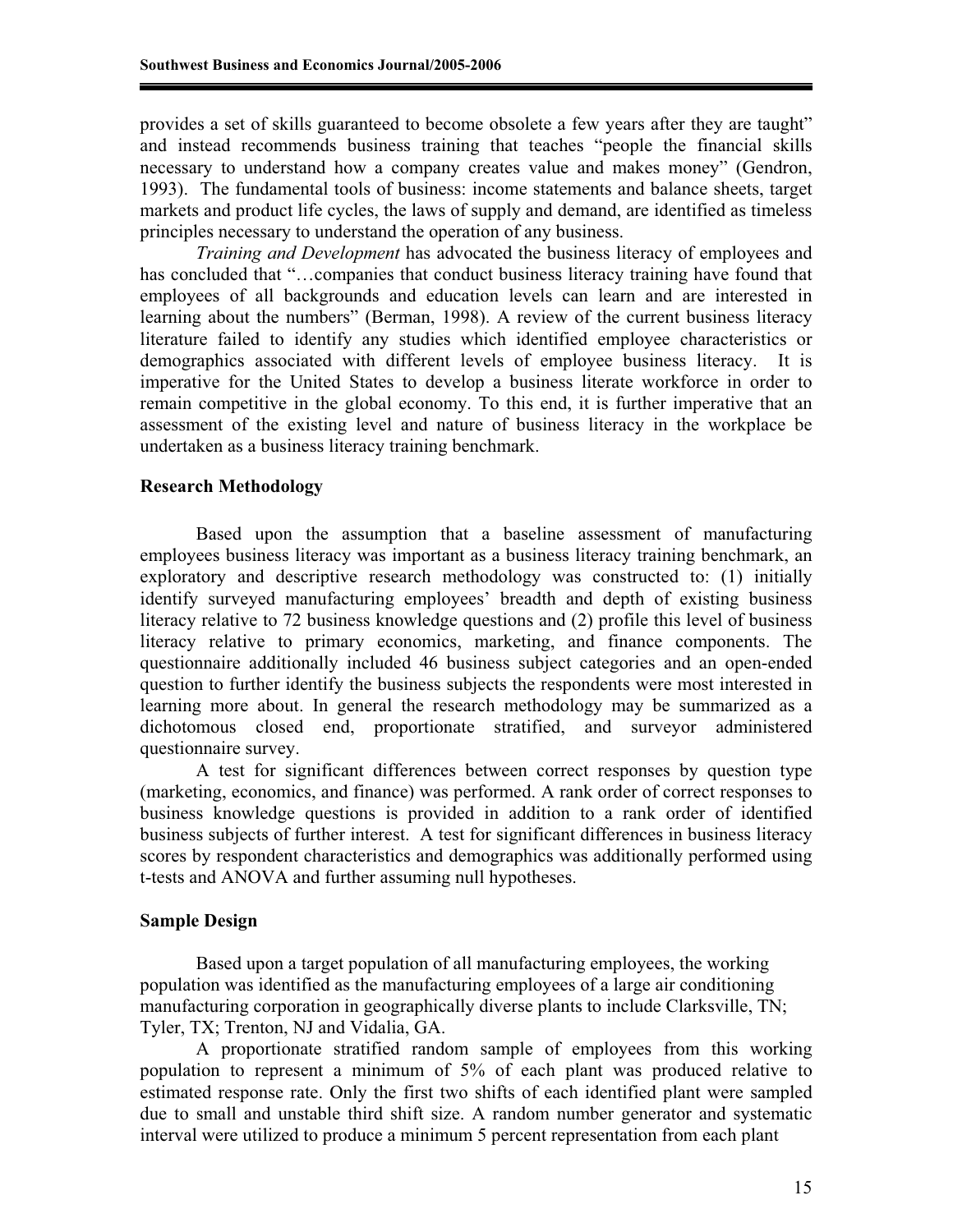provides a set of skills guaranteed to become obsolete a few years after they are taught" and instead recommends business training that teaches "people the financial skills necessary to understand how a company creates value and makes money" (Gendron, 1993). The fundamental tools of business: income statements and balance sheets, target markets and product life cycles, the laws of supply and demand, are identified as timeless principles necessary to understand the operation of any business.

*Training and Development* has advocated the business literacy of employees and has concluded that "…companies that conduct business literacy training have found that employees of all backgrounds and education levels can learn and are interested in learning about the numbers" (Berman, 1998). A review of the current business literacy literature failed to identify any studies which identified employee characteristics or demographics associated with different levels of employee business literacy. It is imperative for the United States to develop a business literate workforce in order to remain competitive in the global economy. To this end, it is further imperative that an assessment of the existing level and nature of business literacy in the workplace be undertaken as a business literacy training benchmark.

## Research Methodology

Based upon the assumption that a baseline assessment of manufacturing employees business literacy was important as a business literacy training benchmark, an exploratory and descriptive research methodology was constructed to: (1) initially identify surveyed manufacturing employees' breadth and depth of existing business literacy relative to 72 business knowledge questions and (2) profile this level of business literacy relative to primary economics, marketing, and finance components. The questionnaire additionally included 46 business subject categories and an open-ended question to further identify the business subjects the respondents were most interested in learning more about. In general the research methodology may be summarized as a dichotomous closed end, proportionate stratified, and surveyor administered questionnaire survey.

A test for significant differences between correct responses by question type (marketing, economics, and finance) was performed. A rank order of correct responses to business knowledge questions is provided in addition to a rank order of identified business subjects of further interest. A test for significant differences in business literacy scores by respondent characteristics and demographics was additionally performed using t-tests and ANOVA and further assuming null hypotheses.

## Sample Design

Based upon a target population of all manufacturing employees, the working population was identified as the manufacturing employees of a large air conditioning manufacturing corporation in geographically diverse plants to include Clarksville, TN; Tyler, TX; Trenton, NJ and Vidalia, GA.

A proportionate stratified random sample of employees from this working population to represent a minimum of 5% of each plant was produced relative to estimated response rate. Only the first two shifts of each identified plant were sampled due to small and unstable third shift size. A random number generator and systematic interval were utilized to produce a minimum 5 percent representation from each plant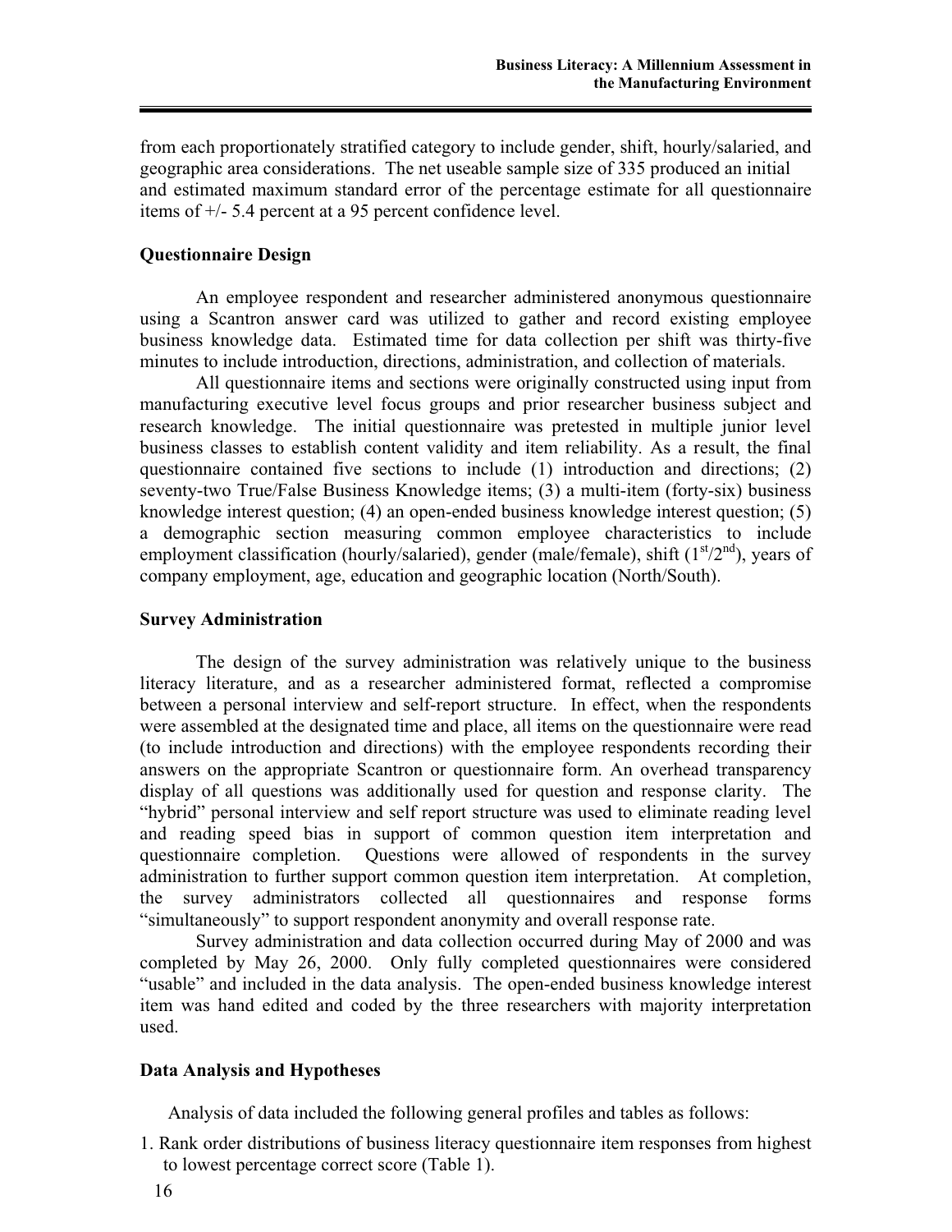from each proportionately stratified category to include gender, shift, hourly/salaried, and geographic area considerations. The net useable sample size of 335 produced an initial and estimated maximum standard error of the percentage estimate for all questionnaire items of +/- 5.4 percent at a 95 percent confidence level.

## Questionnaire Design

An employee respondent and researcher administered anonymous questionnaire using a Scantron answer card was utilized to gather and record existing employee business knowledge data. Estimated time for data collection per shift was thirty-five minutes to include introduction, directions, administration, and collection of materials.

All questionnaire items and sections were originally constructed using input from manufacturing executive level focus groups and prior researcher business subject and research knowledge. The initial questionnaire was pretested in multiple junior level business classes to establish content validity and item reliability. As a result, the final questionnaire contained five sections to include (1) introduction and directions; (2) seventy-two True/False Business Knowledge items; (3) a multi-item (forty-six) business knowledge interest question; (4) an open-ended business knowledge interest question; (5) a demographic section measuring common employee characteristics to include employment classification (hourly/salaried), gender (male/female), shift (1st/2nd), years of company employment, age, education and geographic location (North/South).

## Survey Administration

The design of the survey administration was relatively unique to the business literacy literature, and as a researcher administered format, reflected a compromise between a personal interview and self-report structure. In effect, when the respondents were assembled at the designated time and place, all items on the questionnaire were read (to include introduction and directions) with the employee respondents recording their answers on the appropriate Scantron or questionnaire form. An overhead transparency display of all questions was additionally used for question and response clarity. The "hybrid" personal interview and self report structure was used to eliminate reading level and reading speed bias in support of common question item interpretation and questionnaire completion. Questions were allowed of respondents in the survey administration to further support common question item interpretation. At completion, the survey administrators collected all questionnaires and response forms "simultaneously" to support respondent anonymity and overall response rate.

Survey administration and data collection occurred during May of 2000 and was completed by May 26, 2000. Only fully completed questionnaires were considered "usable" and included in the data analysis. The open-ended business knowledge interest item was hand edited and coded by the three researchers with majority interpretation used.

## Data Analysis and Hypotheses

Analysis of data included the following general profiles and tables as follows:

1. Rank order distributions of business literacy questionnaire item responses from highest to lowest percentage correct score (Table 1).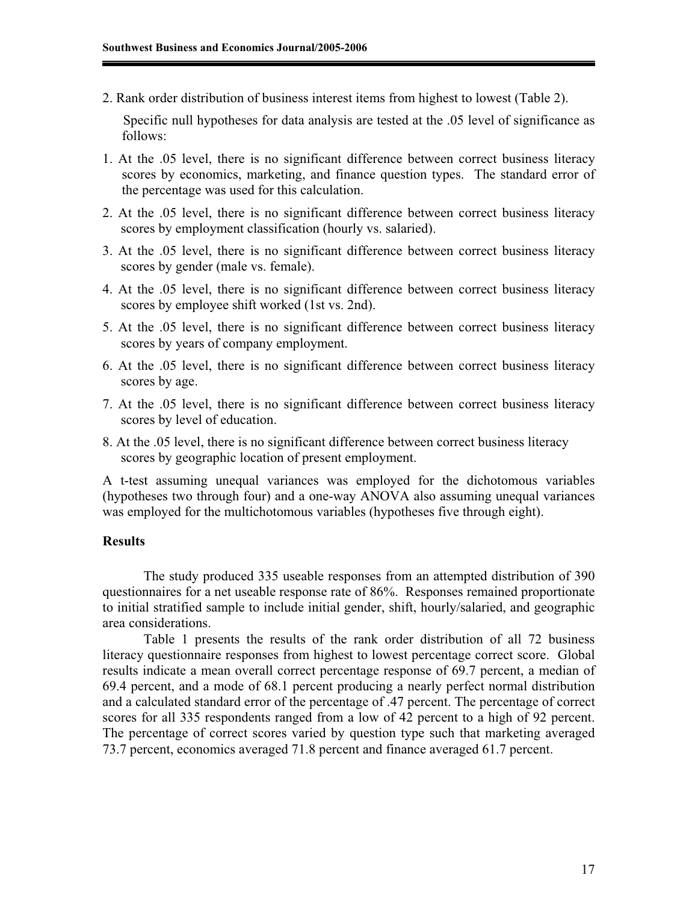2. Rank order distribution of business interest items from highest to lowest (Table 2).

Specific null hypotheses for data analysis are tested at the .05 level of significance as follows:

1. At the .05 level, there is no significant difference between correct business literacy scores by economics, marketing, and finance question types. The standard error of the percentage was used for this calculation.
2. At the .05 level, there is no significant difference between correct business literacy scores by employment classification (hourly vs. salaried).
3. At the .05 level, there is no significant difference between correct business literacy scores by gender (male vs. female).
4. At the .05 level, there is no significant difference between correct business literacy scores by employee shift worked (1st vs. 2nd).
5. At the .05 level, there is no significant difference between correct business literacy scores by years of company employment.
6. At the .05 level, there is no significant difference between correct business literacy scores by age.
7. At the .05 level, there is no significant difference between correct business literacy scores by level of education.
8. At the .05 level, there is no significant difference between correct business literacy scores by geographic location of present employment.

A t-test assuming unequal variances was employed for the dichotomous variables (hypotheses two through four) and a one-way ANOVA also assuming unequal variances was employed for the multichotomous variables (hypotheses five through eight).

## Results

The study produced 335 useable responses from an attempted distribution of 390 questionnaires for a net useable response rate of 86%. Responses remained proportionate to initial stratified sample to include initial gender, shift, hourly/salaried, and geographic area considerations.

Table 1 presents the results of the rank order distribution of all 72 business literacy questionnaire responses from highest to lowest percentage correct score. Global results indicate a mean overall correct percentage response of 69.7 percent, a median of 69.4 percent, and a mode of 68.1 percent producing a nearly perfect normal distribution and a calculated standard error of the percentage of .47 percent. The percentage of correct scores for all 335 respondents ranged from a low of 42 percent to a high of 92 percent. The percentage of correct scores varied by question type such that marketing averaged 73.7 percent, economics averaged 71.8 percent and finance averaged 61.7 percent.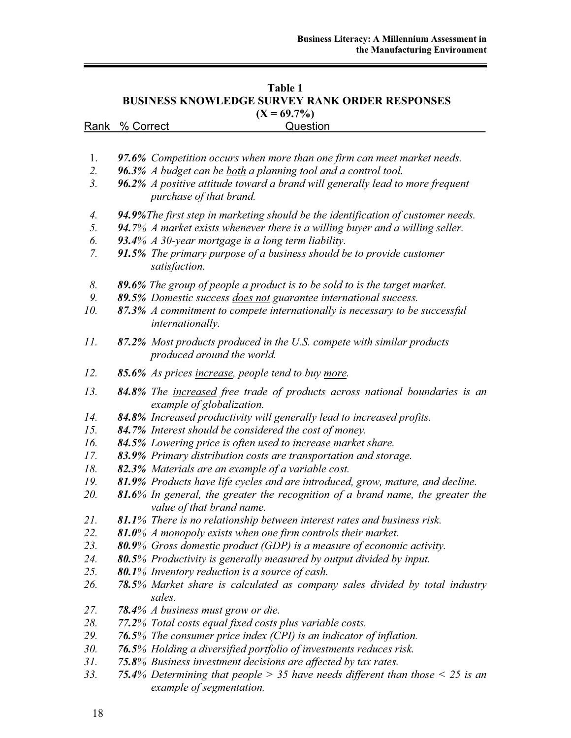**Table 1**
**BUSINESS KNOWLEDGE SURVEY RANK ORDER RESPONSES**
**(X = 69.7%)**

| Rank | % Correct | Question |
|---|---|---|
| 1. | ***97.6%*** | *Competition occurs when more than one firm can meet market needs.* |
| *2.* | ***96.3%*** | *A budget can be <u>both</u> a planning tool and a control tool.* |
| *3.* | ***96.2%*** | *A positive attitude toward a brand will generally lead to more frequent purchase of that brand.* |
| *4.* | ***94.9%*** | *The first step in marketing should be the identification of customer needs.* |
| *5.* | ***94.7%*** | *A market exists whenever there is a willing buyer and a willing seller.* |
| *6.* | ***93.4%*** | *A 30-year mortgage is a long term liability.* |
| *7.* | ***91.5%*** | *The primary purpose of a business should be to provide customer satisfaction.* |
| *8.* | ***89.6%*** | *The group of people a product is to be sold to is the target market.* |
| *9.* | ***89.5%*** | *Domestic success <u>does not</u> guarantee international success.* |
| *10.* | ***87.3%*** | *A commitment to compete internationally is necessary to be successful internationally.* |
| *11.* | ***87.2%*** | *Most products produced in the U.S. compete with similar products produced around the world.* |
| *12.* | ***85.6%*** | *As prices <u>increase</u>, people tend to buy <u>more</u>.* |
| *13.* | ***84.8%*** | *The <u>increased</u> free trade of products across national boundaries is an example of globalization.* |
| *14.* | ***84.8%*** | *Increased productivity will generally lead to increased profits.* |
| *15.* | ***84.7%*** | *Interest should be considered the cost of money.* |
| *16.* | ***84.5%*** | *Lowering price is often used to <u>increase</u> market share.* |
| *17.* | ***83.9%*** | *Primary distribution costs are transportation and storage.* |
| *18.* | ***82.3%*** | *Materials are an example of a variable cost.* |
| *19.* | ***81.9%*** | *Products have life cycles and are introduced, grow, mature, and decline.* |
| *20.* | ***81.6%*** | *In general, the greater the recognition of a brand name, the greater the value of that brand name.* |
| *21.* | ***81.1%*** | *There is no relationship between interest rates and business risk.* |
| *22.* | ***81.0%*** | *A monopoly exists when one firm controls their market.* |
| *23.* | ***80.9%*** | *Gross domestic product (GDP) is a measure of economic activity.* |
| *24.* | ***80.5%*** | *Productivity is generally measured by output divided by input.* |
| *25.* | ***80.1%*** | *Inventory reduction is a source of cash.* |
| *26.* | ***78.5%*** | *Market share is calculated as company sales divided by total industry sales.* |
| *27.* | ***78.4%*** | *A business must grow or die.* |
| *28.* | ***77.2%*** | *Total costs equal fixed costs plus variable costs.* |
| *29.* | ***76.5%*** | *The consumer price index (CPI) is an indicator of inflation.* |
| *30.* | ***76.5%*** | *Holding a diversified portfolio of investments reduces risk.* |
| *31.* | ***75.8%*** | *Business investment decisions are affected by tax rates.* |
| *33.* | ***75.4%*** | *Determining that people > 35 have needs different than those < 25 is an example of segmentation.* |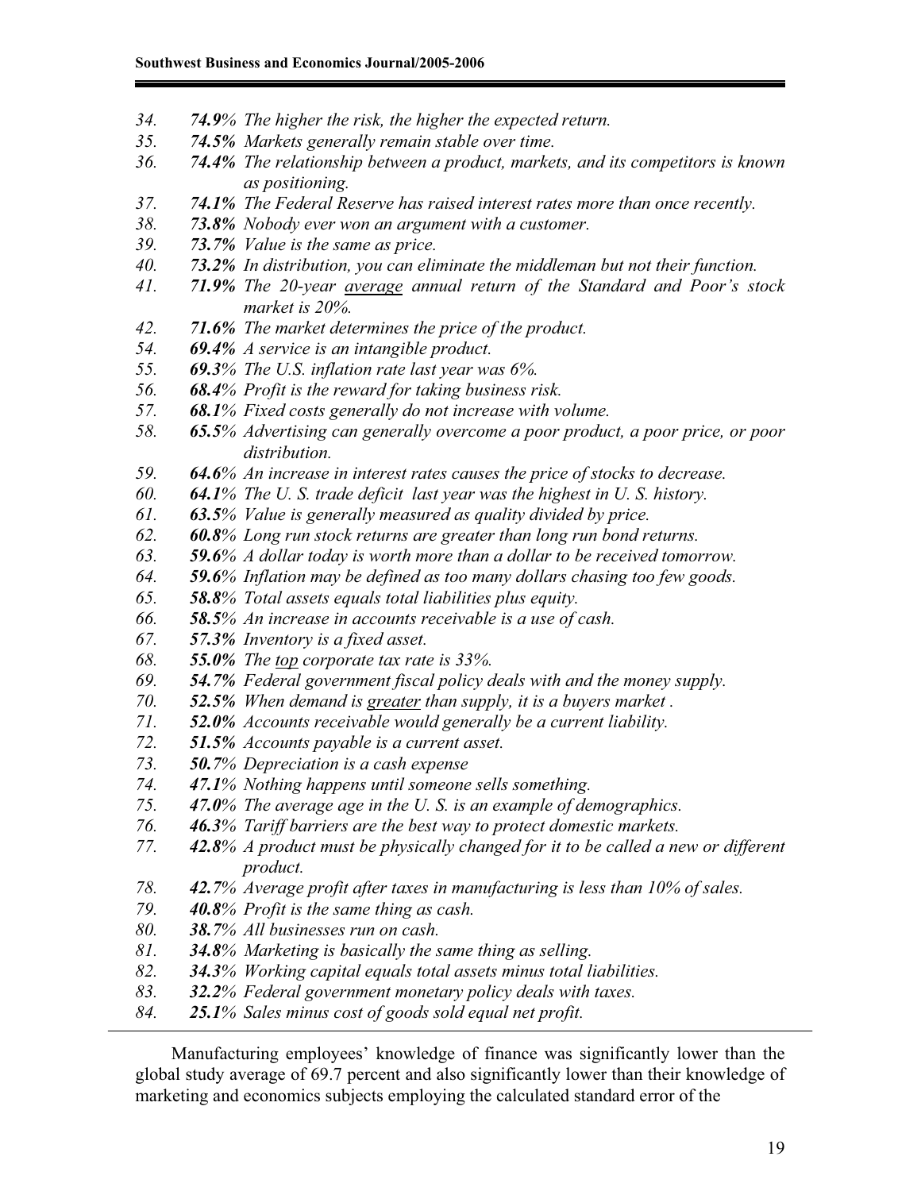34. ***74.9**% The higher the risk, the higher the expected return.*
35. ***74.5%** Markets generally remain stable over time.*
36. ***74.4%** The relationship between a product, markets, and its competitors is known as positioning.*
37. ***74.1%** The Federal Reserve has raised interest rates more than once recently.*
38. ***73.8%** Nobody ever won an argument with a customer.*
39. ***73.7%** Value is the same as price.*
40. ***73.2%** In distribution, you can eliminate the middleman but not their function.*
41. ***71.9%** The 20-year <u>average</u> annual return of the Standard and Poor's stock market is 20%.*
42. ***71.6%** The market determines the price of the product.*
54. ***69.4%** A service is an intangible product.*
55. ***69.3**% The U.S. inflation rate last year was 6%.*
56. ***68.4**% Profit is the reward for taking business risk.*
57. ***68.1**% Fixed costs generally do not increase with volume.*
58. ***65.5**% Advertising can generally overcome a poor product, a poor price, or poor distribution.*
59. ***64.6**% An increase in interest rates causes the price of stocks to decrease.*
60. ***64.1**% The U. S. trade deficit last year was the highest in U. S. history.*
61. ***63.5**% Value is generally measured as quality divided by price.*
62. ***60.8**% Long run stock returns are greater than long run bond returns.*
63. ***59.6**% A dollar today is worth more than a dollar to be received tomorrow.*
64. ***59.6**% Inflation may be defined as too many dollars chasing too few goods.*
65. ***58.8**% Total assets equals total liabilities plus equity.*
66. ***58.5**% An increase in accounts receivable is a use of cash.*
67. ***57.3%** Inventory is a fixed asset.*
68. ***55.0%** The <u>top</u> corporate tax rate is 33%.*
69. ***54.7%** Federal government fiscal policy deals with and the money supply.*
70. ***52.5%** When demand is <u>greater</u> than supply, it is a buyers market .*
71. ***52.0%** Accounts receivable would generally be a current liability.*
72. ***51.5%** Accounts payable is a current asset.*
73. ***50.7**% Depreciation is a cash expense*
74. ***47.1**% Nothing happens until someone sells something.*
75. ***47.0**% The average age in the U. S. is an example of demographics.*
76. ***46.3**% Tariff barriers are the best way to protect domestic markets.*
77. ***42.8**% A product must be physically changed for it to be called a new or different product.*
78. ***42.7**% Average profit after taxes in manufacturing is less than 10% of sales.*
79. ***40.8**% Profit is the same thing as cash.*
80. ***38.7**% All businesses run on cash.*
81. ***34.8**% Marketing is basically the same thing as selling.*
82. ***34.3**% Working capital equals total assets minus total liabilities.*
83. ***32.2**% Federal government monetary policy deals with taxes.*
84. ***25.1**% Sales minus cost of goods sold equal net profit.*

---

Manufacturing employees' knowledge of finance was significantly lower than the global study average of 69.7 percent and also significantly lower than their knowledge of marketing and economics subjects employing the calculated standard error of the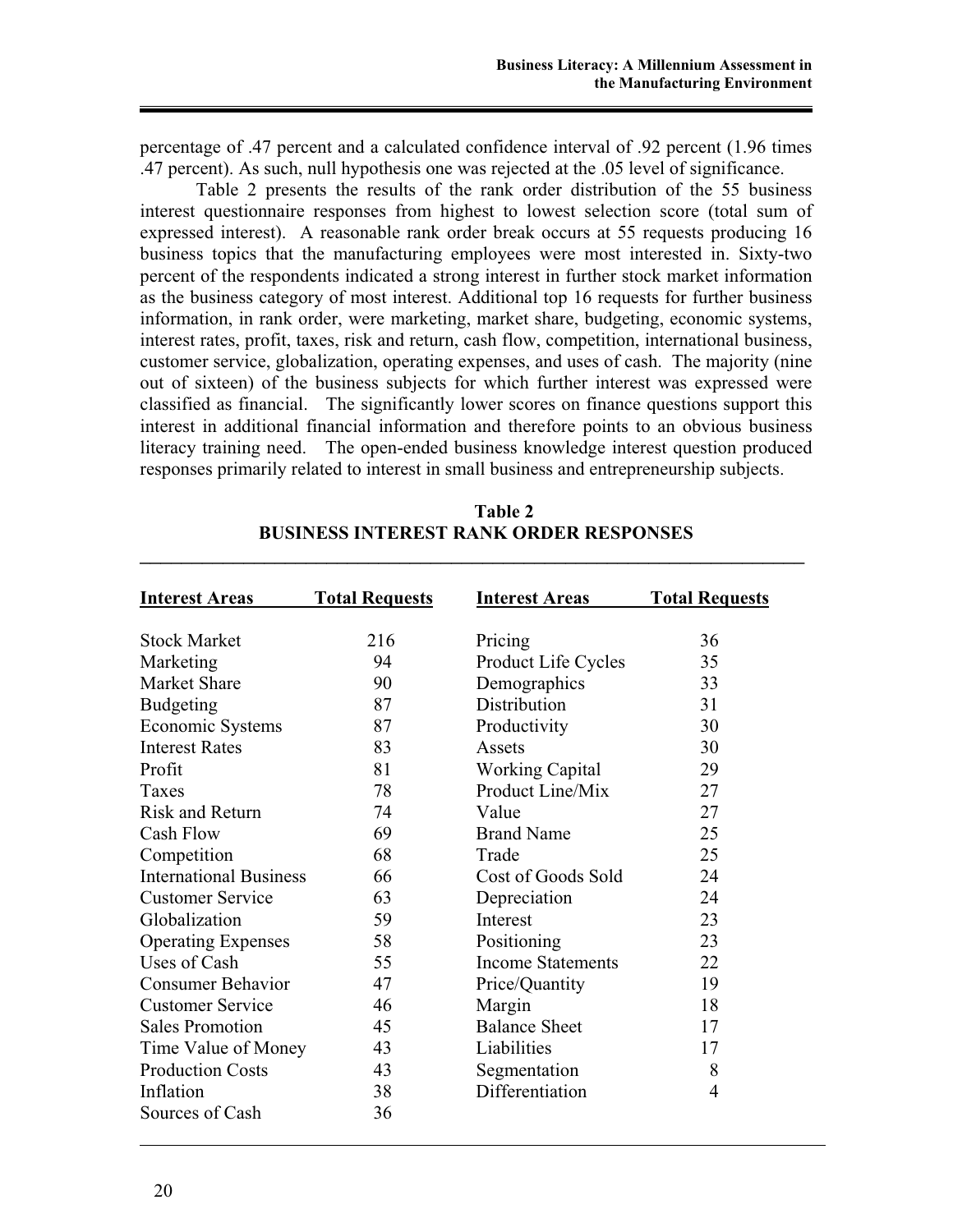percentage of .47 percent and a calculated confidence interval of .92 percent (1.96 times .47 percent). As such, null hypothesis one was rejected at the .05 level of significance.

Table 2 presents the results of the rank order distribution of the 55 business interest questionnaire responses from highest to lowest selection score (total sum of expressed interest). A reasonable rank order break occurs at 55 requests producing 16 business topics that the manufacturing employees were most interested in. Sixty-two percent of the respondents indicated a strong interest in further stock market information as the business category of most interest. Additional top 16 requests for further business information, in rank order, were marketing, market share, budgeting, economic systems, interest rates, profit, taxes, risk and return, cash flow, competition, international business, customer service, globalization, operating expenses, and uses of cash. The majority (nine out of sixteen) of the business subjects for which further interest was expressed were classified as financial. The significantly lower scores on finance questions support this interest in additional financial information and therefore points to an obvious business literacy training need. The open-ended business knowledge interest question produced responses primarily related to interest in small business and entrepreneurship subjects.

**Table 2**
**BUSINESS INTEREST RANK ORDER RESPONSES**

| Interest Areas | Total Requests | Interest Areas | Total Requests |
|---|---|---|---|
| Stock Market | 216 | Pricing | 36 |
| Marketing | 94 | Product Life Cycles | 35 |
| Market Share | 90 | Demographics | 33 |
| Budgeting | 87 | Distribution | 31 |
| Economic Systems | 87 | Productivity | 30 |
| Interest Rates | 83 | Assets | 30 |
| Profit | 81 | Working Capital | 29 |
| Taxes | 78 | Product Line/Mix | 27 |
| Risk and Return | 74 | Value | 27 |
| Cash Flow | 69 | Brand Name | 25 |
| Competition | 68 | Trade | 25 |
| International Business | 66 | Cost of Goods Sold | 24 |
| Customer Service | 63 | Depreciation | 24 |
| Globalization | 59 | Interest | 23 |
| Operating Expenses | 58 | Positioning | 23 |
| Uses of Cash | 55 | Income Statements | 22 |
| Consumer Behavior | 47 | Price/Quantity | 19 |
| Customer Service | 46 | Margin | 18 |
| Sales Promotion | 45 | Balance Sheet | 17 |
| Time Value of Money | 43 | Liabilities | 17 |
| Production Costs | 43 | Segmentation | 8 |
| Inflation | 38 | Differentiation | 4 |
| Sources of Cash | 36 | | |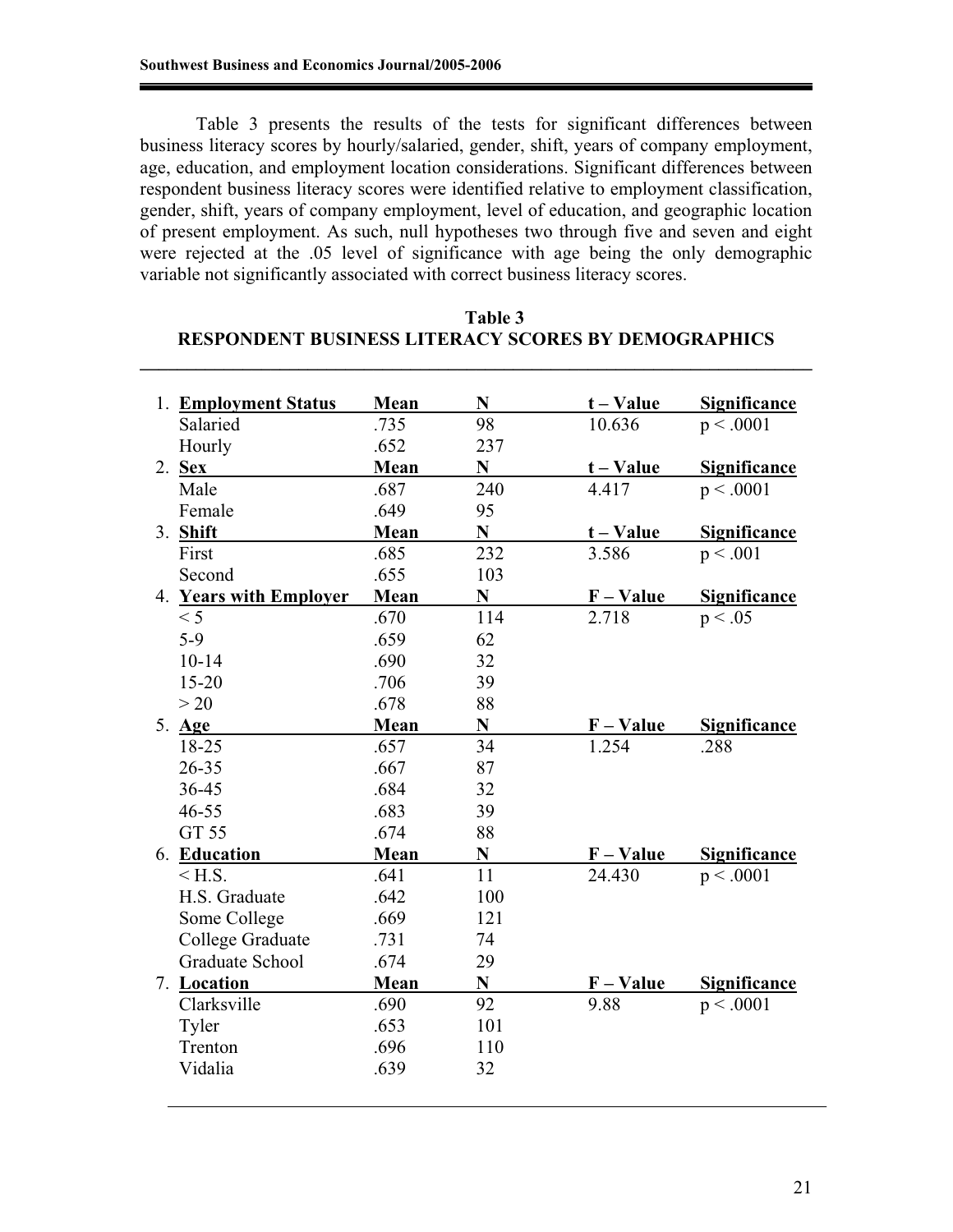Table 3 presents the results of the tests for significant differences between business literacy scores by hourly/salaried, gender, shift, years of company employment, age, education, and employment location considerations. Significant differences between respondent business literacy scores were identified relative to employment classification, gender, shift, years of company employment, level of education, and geographic location of present employment. As such, null hypotheses two through five and seven and eight were rejected at the .05 level of significance with age being the only demographic variable not significantly associated with correct business literacy scores.

**Table 3**
**RESPONDENT BUSINESS LITERACY SCORES BY DEMOGRAPHICS**

| 1. **Employment Status** | **Mean** | **N** | **t – Value** | **Significance** |
|---|---|---|---|---|
| Salaried | .735 | 98 | 10.636 | p < .0001 |
| Hourly | .652 | 237 | | |
| 2. **Sex** | **Mean** | **N** | **t – Value** | **Significance** |
| Male | .687 | 240 | 4.417 | p < .0001 |
| Female | .649 | 95 | | |
| 3. **Shift** | **Mean** | **N** | **t – Value** | **Significance** |
| First | .685 | 232 | 3.586 | p < .001 |
| Second | .655 | 103 | | |
| 4. **Years with Employer** | **Mean** | **N** | **F – Value** | **Significance** |
| < 5 | .670 | 114 | 2.718 | p < .05 |
| 5-9 | .659 | 62 | | |
| 10-14 | .690 | 32 | | |
| 15-20 | .706 | 39 | | |
| > 20 | .678 | 88 | | |
| 5. **Age** | **Mean** | **N** | **F – Value** | **Significance** |
| 18-25 | .657 | 34 | 1.254 | .288 |
| 26-35 | .667 | 87 | | |
| 36-45 | .684 | 32 | | |
| 46-55 | .683 | 39 | | |
| GT 55 | .674 | 88 | | |
| 6. **Education** | **Mean** | **N** | **F – Value** | **Significance** |
| < H.S. | .641 | 11 | 24.430 | p < .0001 |
| H.S. Graduate | .642 | 100 | | |
| Some College | .669 | 121 | | |
| College Graduate | .731 | 74 | | |
| Graduate School | .674 | 29 | | |
| 7. **Location** | **Mean** | **N** | **F – Value** | **Significance** |
| Clarksville | .690 | 92 | 9.88 | p < .0001 |
| Tyler | .653 | 101 | | |
| Trenton | .696 | 110 | | |
| Vidalia | .639 | 32 | | |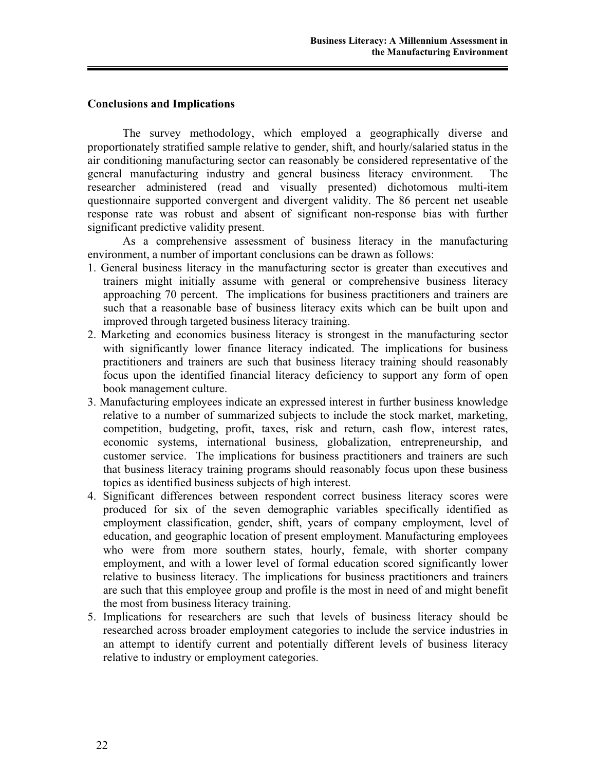## Conclusions and Implications

The survey methodology, which employed a geographically diverse and proportionately stratified sample relative to gender, shift, and hourly/salaried status in the air conditioning manufacturing sector can reasonably be considered representative of the general manufacturing industry and general business literacy environment. The researcher administered (read and visually presented) dichotomous multi-item questionnaire supported convergent and divergent validity. The 86 percent net useable response rate was robust and absent of significant non-response bias with further significant predictive validity present.

As a comprehensive assessment of business literacy in the manufacturing environment, a number of important conclusions can be drawn as follows:

1. General business literacy in the manufacturing sector is greater than executives and trainers might initially assume with general or comprehensive business literacy approaching 70 percent. The implications for business practitioners and trainers are such that a reasonable base of business literacy exits which can be built upon and improved through targeted business literacy training.
2. Marketing and economics business literacy is strongest in the manufacturing sector with significantly lower finance literacy indicated. The implications for business practitioners and trainers are such that business literacy training should reasonably focus upon the identified financial literacy deficiency to support any form of open book management culture.
3. Manufacturing employees indicate an expressed interest in further business knowledge relative to a number of summarized subjects to include the stock market, marketing, competition, budgeting, profit, taxes, risk and return, cash flow, interest rates, economic systems, international business, globalization, entrepreneurship, and customer service. The implications for business practitioners and trainers are such that business literacy training programs should reasonably focus upon these business topics as identified business subjects of high interest.
4. Significant differences between respondent correct business literacy scores were produced for six of the seven demographic variables specifically identified as employment classification, gender, shift, years of company employment, level of education, and geographic location of present employment. Manufacturing employees who were from more southern states, hourly, female, with shorter company employment, and with a lower level of formal education scored significantly lower relative to business literacy. The implications for business practitioners and trainers are such that this employee group and profile is the most in need of and might benefit the most from business literacy training.
5. Implications for researchers are such that levels of business literacy should be researched across broader employment categories to include the service industries in an attempt to identify current and potentially different levels of business literacy relative to industry or employment categories.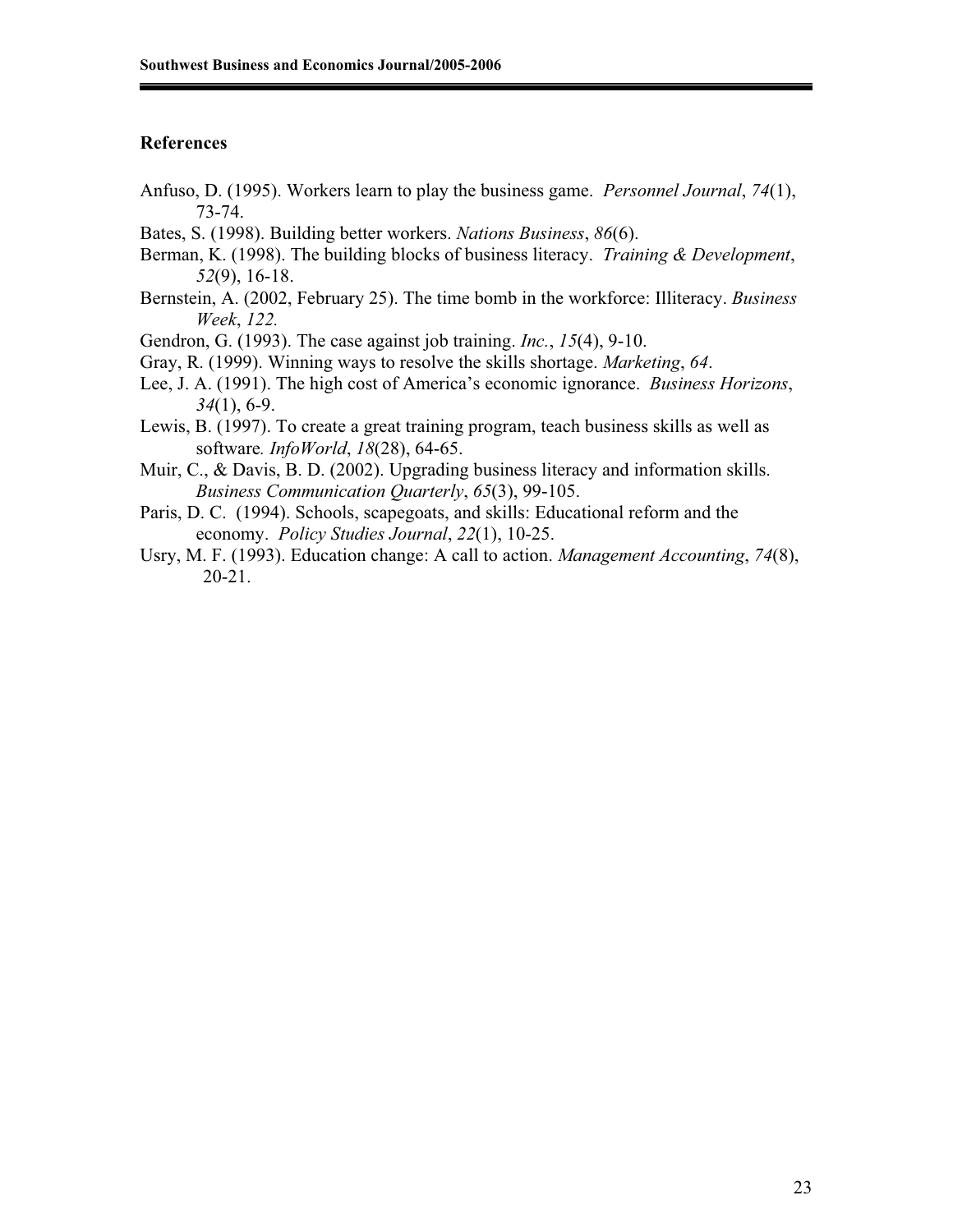## References

Anfuso, D. (1995). Workers learn to play the business game. *Personnel Journal*, *74*(1), 73-74.

Bates, S. (1998). Building better workers. *Nations Business*, *86*(6).

Berman, K. (1998). The building blocks of business literacy. *Training & Development*, *52*(9), 16-18.

Bernstein, A. (2002, February 25). The time bomb in the workforce: Illiteracy. *Business Week*, *122.*

Gendron, G. (1993). The case against job training. *Inc.*, *15*(4), 9-10.

Gray, R. (1999). Winning ways to resolve the skills shortage. *Marketing*, *64*.

Lee, J. A. (1991). The high cost of America's economic ignorance. *Business Horizons*, *34*(1), 6-9.

Lewis, B. (1997). To create a great training program, teach business skills as well as software*. InfoWorld*, *18*(28), 64-65.

Muir, C., & Davis, B. D. (2002). Upgrading business literacy and information skills. *Business Communication Quarterly*, *65*(3), 99-105.

Paris, D. C. (1994). Schools, scapegoats, and skills: Educational reform and the economy. *Policy Studies Journal*, *22*(1), 10-25.

Usry, M. F. (1993). Education change: A call to action. *Management Accounting*, *74*(8), 20-21.